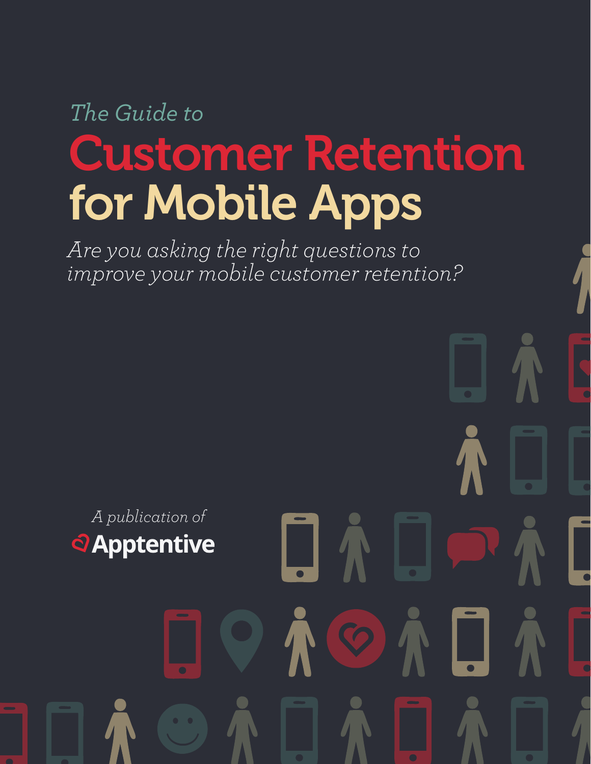*The Guide to*

# Customer Retention for Mobile Apps

*Are you asking the right questions to improve your mobile customer retention?*

*A publication of*

Apptentive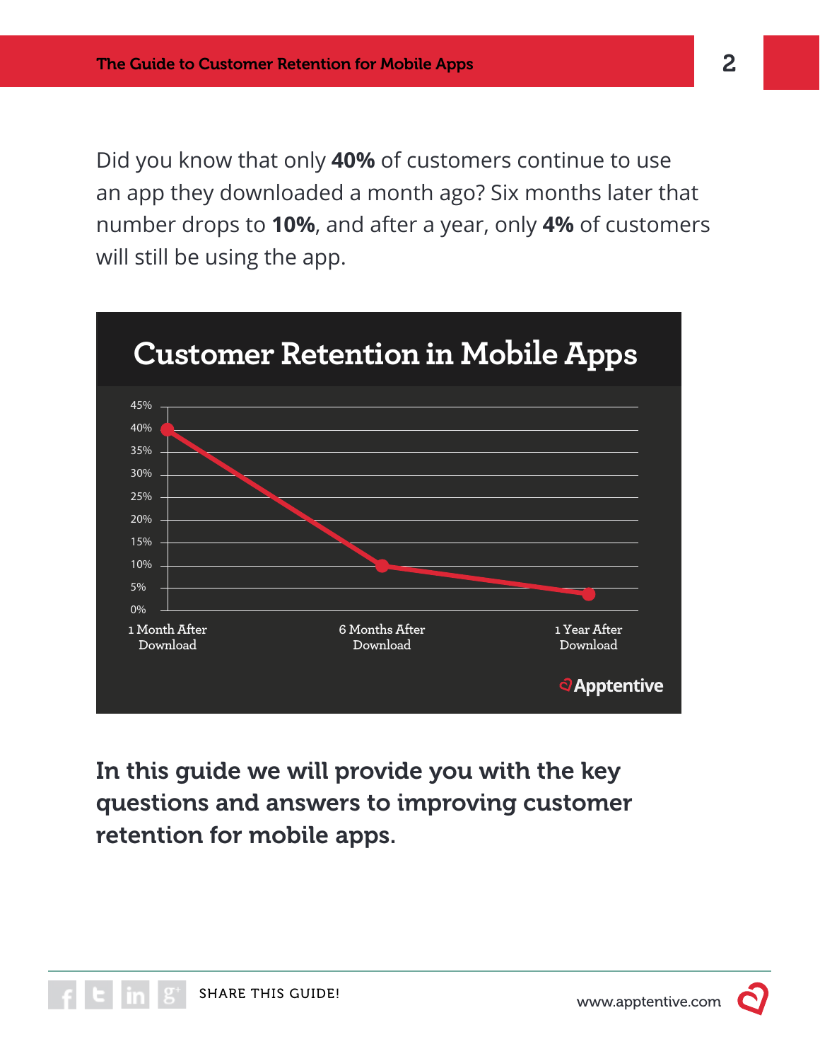Did you know that only **40%** of customers continue to use an app they downloaded a month ago? Six months later that number drops to **10%**, and after a year, only **4%** of customers will still be using the app.

## Customer Retention in Mobile Apps

| | Retention |
|---|---|
| 1 Month After Download | 40% |
| 6 Months After Download | 10% |
| 1 Year After Download | 4% |

Apptentive

**In this guide we will provide you with the key questions and answers to improving customer retention for mobile apps.**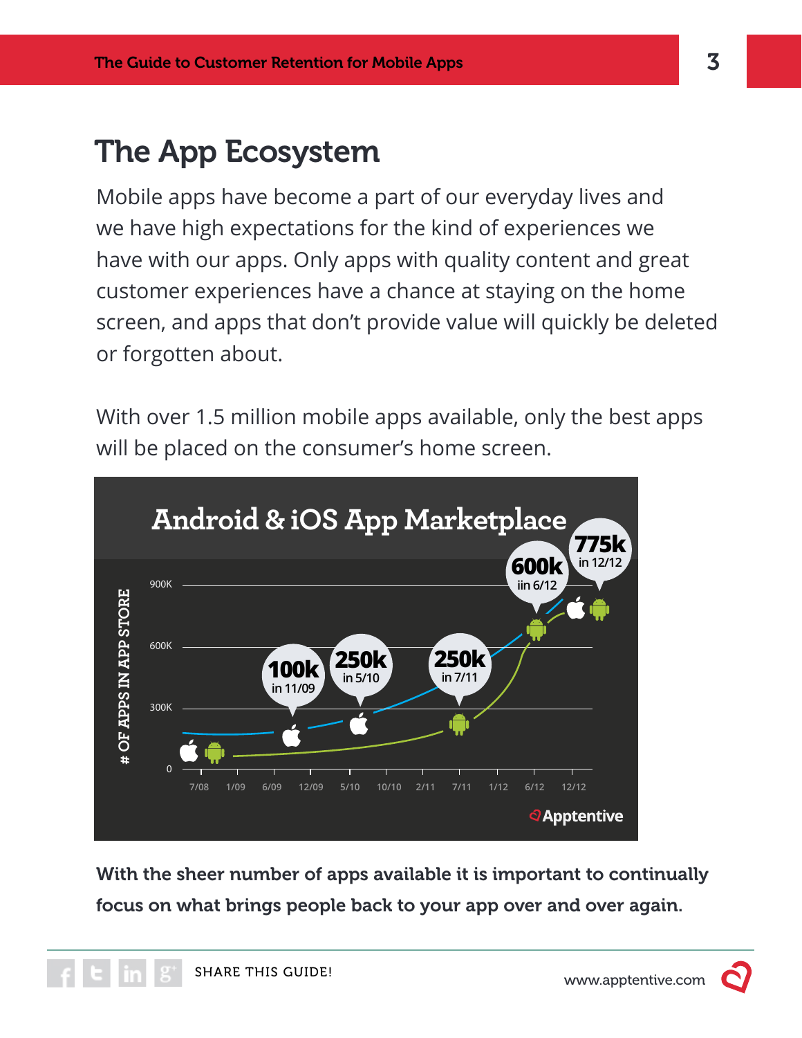# The App Ecosystem

Mobile apps have become a part of our everyday lives and we have high expectations for the kind of experiences we have with our apps. Only apps with quality content and great customer experiences have a chance at staying on the home screen, and apps that don't provide value will quickly be deleted or forgotten about.

With over 1.5 million mobile apps available, only the best apps will be placed on the consumer's home screen.

**Android & iOS App Marketplace**

# OF APPS IN APP STORE

- 100k in 11/09
- 250k in 5/10
- 250k in 7/11
- 600k iin 6/12
- 775k in 12/12

Apptentive

**With the sheer number of apps available it is important to continually focus on what brings people back to your app over and over again.**

SHARE THIS GUIDE!

www.apptentive.com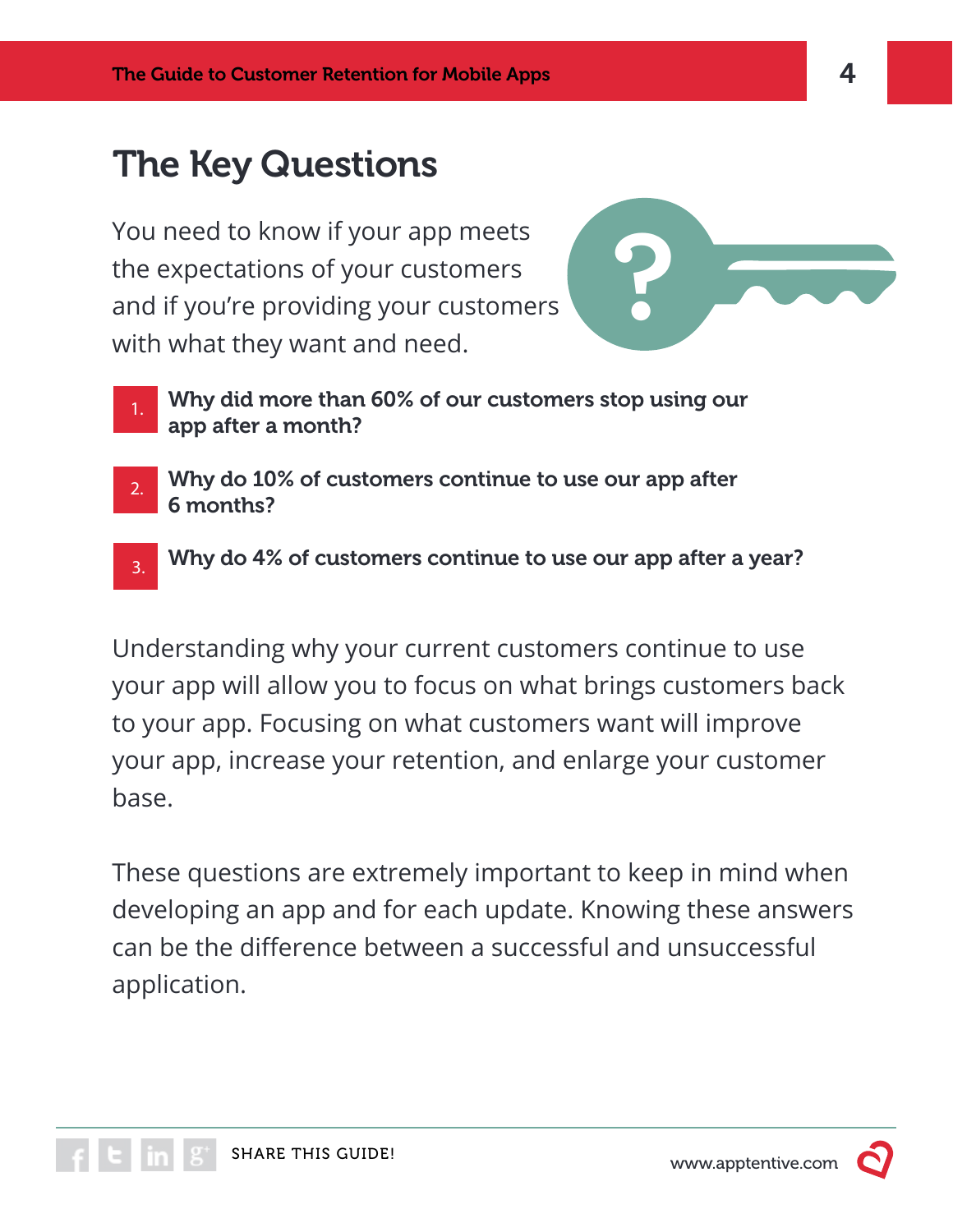# The Key Questions

You need to know if your app meets the expectations of your customers and if you're providing your customers with what they want and need.

1. **Why did more than 60% of our customers stop using our app after a month?**
2. **Why do 10% of customers continue to use our app after 6 months?**
3. **Why do 4% of customers continue to use our app after a year?**

Understanding why your current customers continue to use your app will allow you to focus on what brings customers back to your app. Focusing on what customers want will improve your app, increase your retention, and enlarge your customer base.

These questions are extremely important to keep in mind when developing an app and for each update. Knowing these answers can be the difference between a successful and unsuccessful application.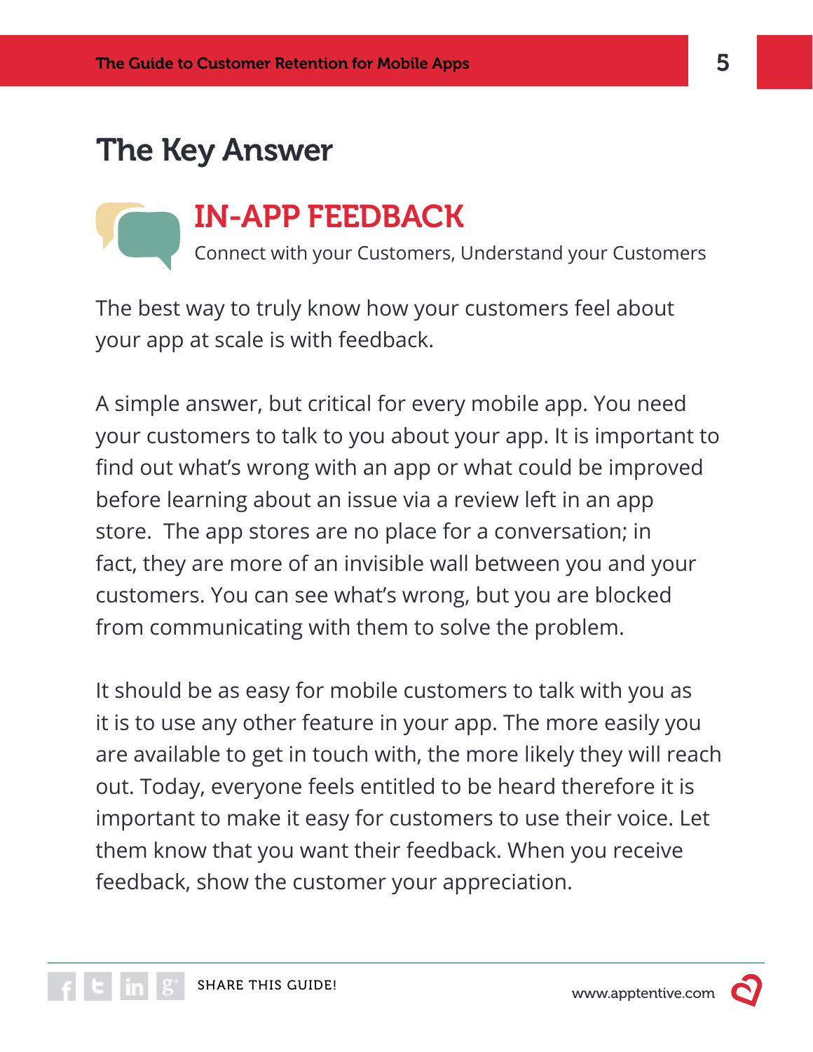## The Key Answer

### IN-APP FEEDBACK

Connect with your Customers, Understand your Customers

The best way to truly know how your customers feel about your app at scale is with feedback.

A simple answer, but critical for every mobile app. You need your customers to talk to you about your app. It is important to find out what's wrong with an app or what could be improved before learning about an issue via a review left in an app store.  The app stores are no place for a conversation; in fact, they are more of an invisible wall between you and your customers. You can see what's wrong, but you are blocked from communicating with them to solve the problem.

It should be as easy for mobile customers to talk with you as it is to use any other feature in your app. The more easily you are available to get in touch with, the more likely they will reach out. Today, everyone feels entitled to be heard therefore it is important to make it easy for customers to use their voice. Let them know that you want their feedback. When you receive feedback, show the customer your appreciation.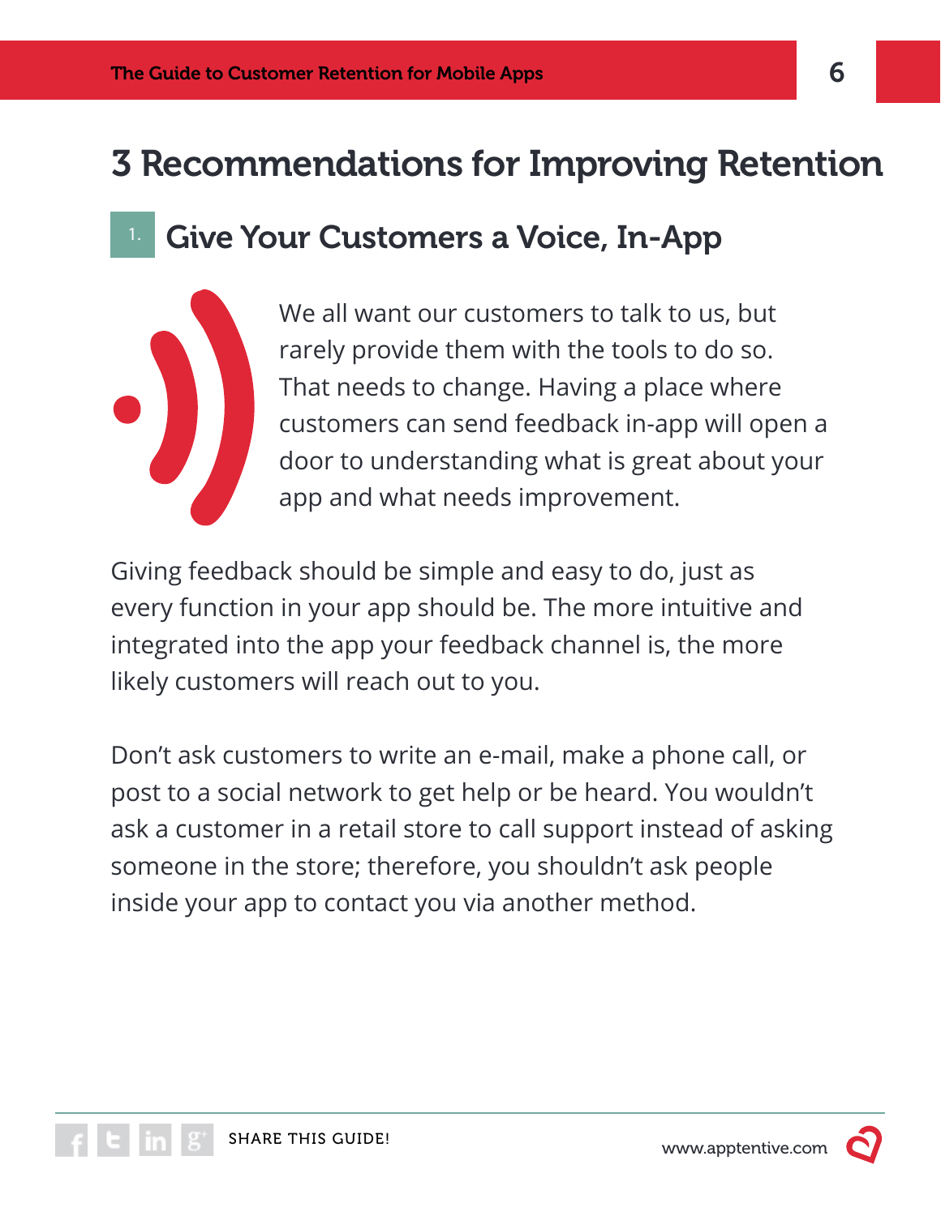# 3 Recommendations for Improving Retention

## 1. Give Your Customers a Voice, In-App

We all want our customers to talk to us, but rarely provide them with the tools to do so. That needs to change. Having a place where customers can send feedback in-app will open a door to understanding what is great about your app and what needs improvement.

Giving feedback should be simple and easy to do, just as every function in your app should be. The more intuitive and integrated into the app your feedback channel is, the more likely customers will reach out to you.

Don't ask customers to write an e-mail, make a phone call, or post to a social network to get help or be heard. You wouldn't ask a customer in a retail store to call support instead of asking someone in the store; therefore, you shouldn't ask people inside your app to contact you via another method.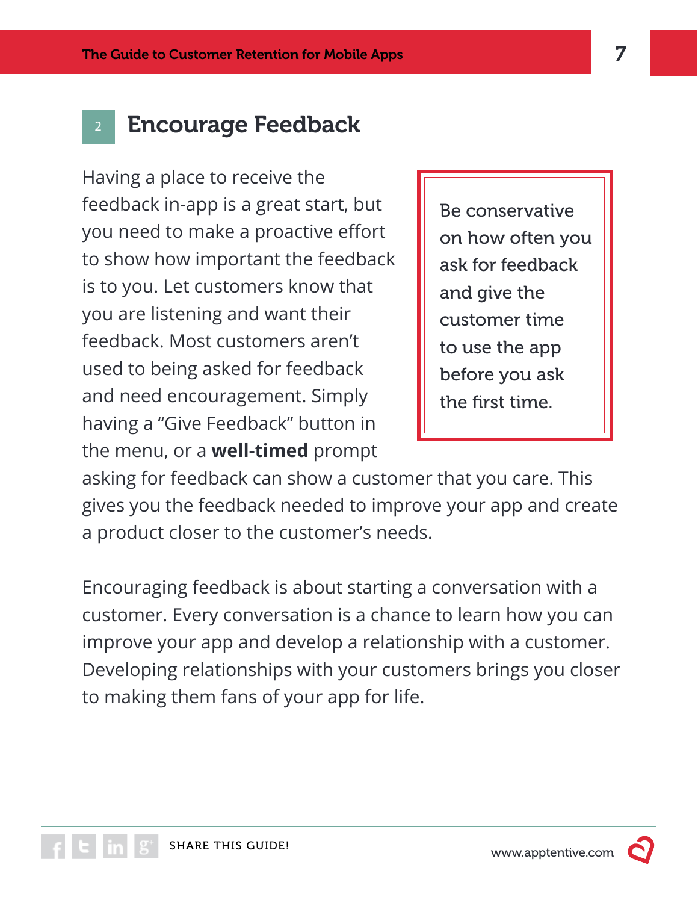## 2 Encourage Feedback

> Be conservative on how often you ask for feedback and give the customer time to use the app before you ask the first time.

Having a place to receive the feedback in-app is a great start, but you need to make a proactive effort to show how important the feedback is to you. Let customers know that you are listening and want their feedback. Most customers aren't used to being asked for feedback and need encouragement. Simply having a "Give Feedback" button in the menu, or a **well-timed** prompt asking for feedback can show a customer that you care. This gives you the feedback needed to improve your app and create a product closer to the customer's needs.

Encouraging feedback is about starting a conversation with a customer. Every conversation is a chance to learn how you can improve your app and develop a relationship with a customer. Developing relationships with your customers brings you closer to making them fans of your app for life.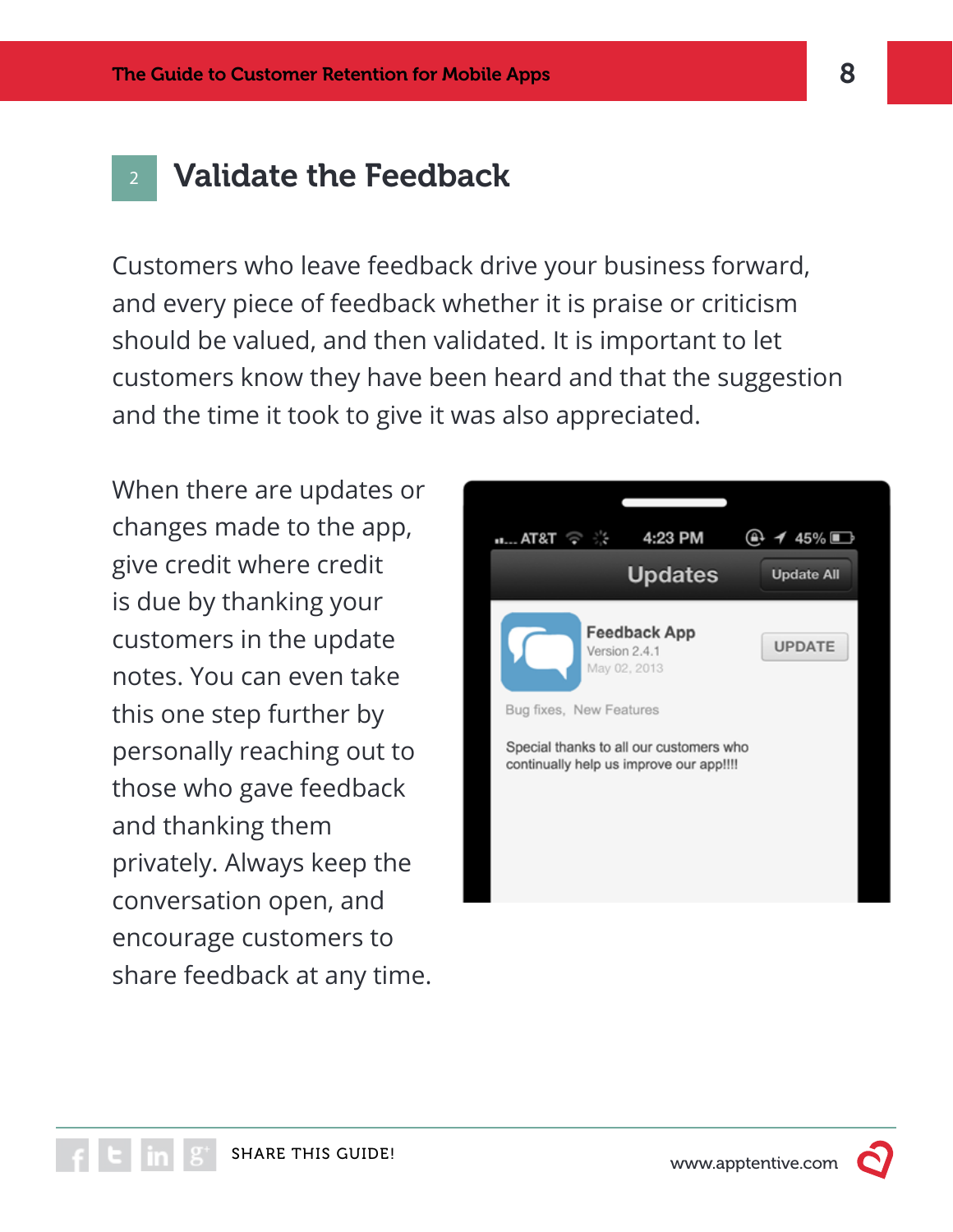## 2 Validate the Feedback

Customers who leave feedback drive your business forward, and every piece of feedback whether it is praise or criticism should be valued, and then validated. It is important to let customers know they have been heard and that the suggestion and the time it took to give it was also appreciated.

When there are updates or changes made to the app, give credit where credit is due by thanking your customers in the update notes. You can even take this one step further by personally reaching out to those who gave feedback and thanking them privately. Always keep the conversation open, and encourage customers to share feedback at any time.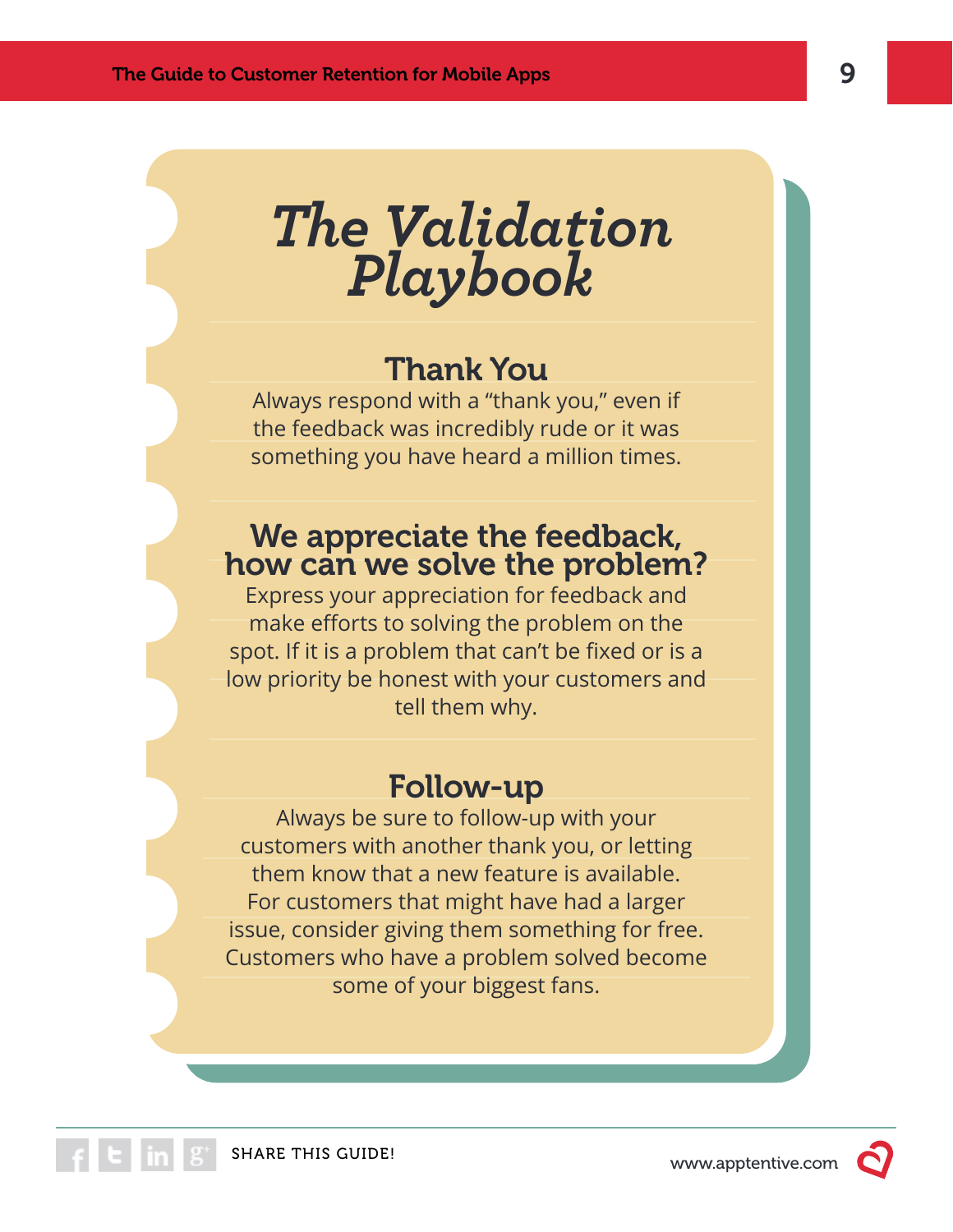# *The Validation Playbook*

## Thank You

Always respond with a "thank you," even if the feedback was incredibly rude or it was something you have heard a million times.

## We appreciate the feedback, how can we solve the problem?

Express your appreciation for feedback and make efforts to solving the problem on the spot. If it is a problem that can't be fixed or is a low priority be honest with your customers and tell them why.

## Follow-up

Always be sure to follow-up with your customers with another thank you, or letting them know that a new feature is available. For customers that might have had a larger issue, consider giving them something for free. Customers who have a problem solved become some of your biggest fans.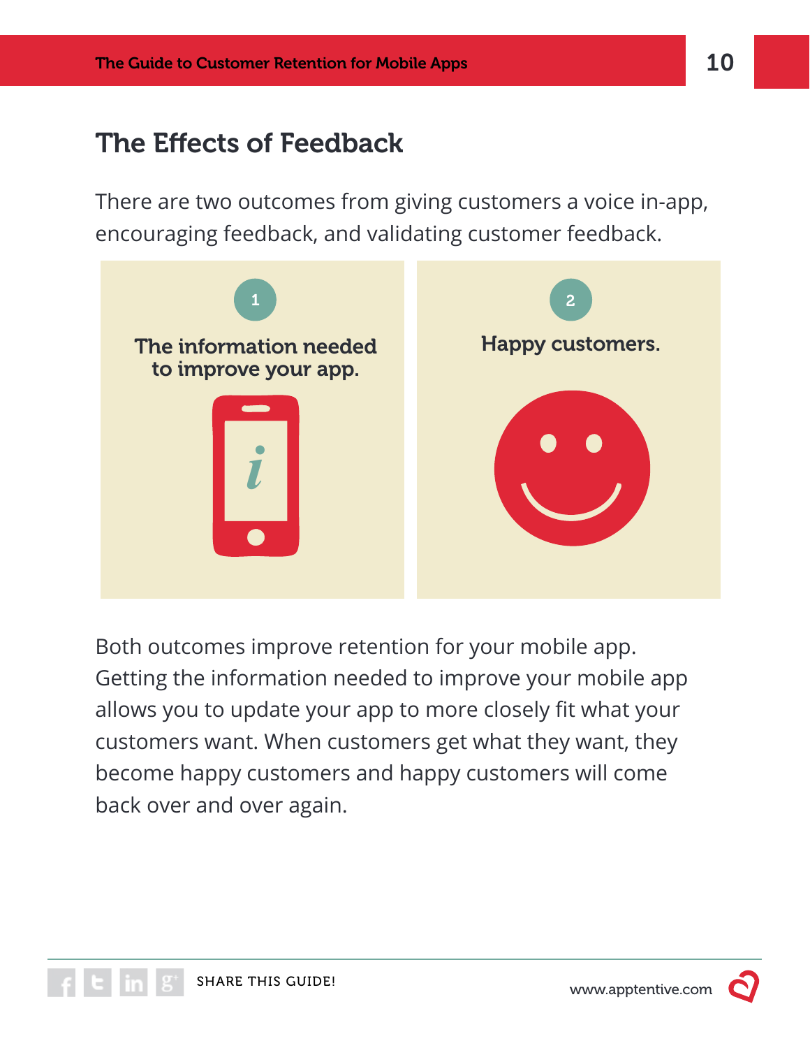## The Effects of Feedback

There are two outcomes from giving customers a voice in-app, encouraging feedback, and validating customer feedback.

1. **The information needed to improve your app.**
2. **Happy customers.**

Both outcomes improve retention for your mobile app. Getting the information needed to improve your mobile app allows you to update your app to more closely fit what your customers want. When customers get what they want, they become happy customers and happy customers will come back over and over again.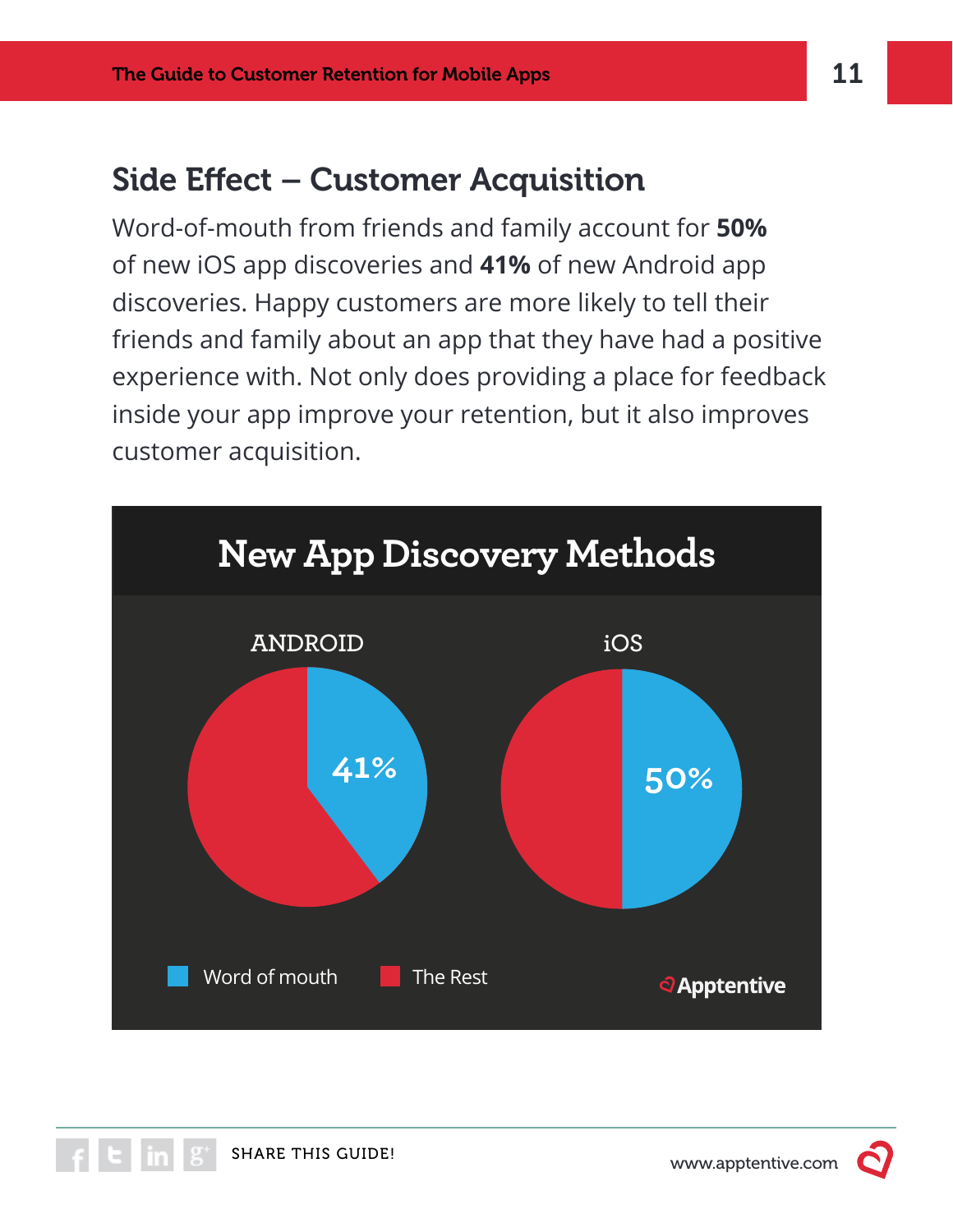## Side Effect – Customer Acquisition

Word-of-mouth from friends and family account for **50%** of new iOS app discoveries and **41%** of new Android app discoveries. Happy customers are more likely to tell their friends and family about an app that they have had a positive experience with. Not only does providing a place for feedback inside your app improve your retention, but it also improves customer acquisition.

**New App Discovery Methods**

| | ANDROID | iOS |
|---|---|---|
| Word of mouth | 41% | 50% |
| The Rest | 59% | 50% |

Apptentive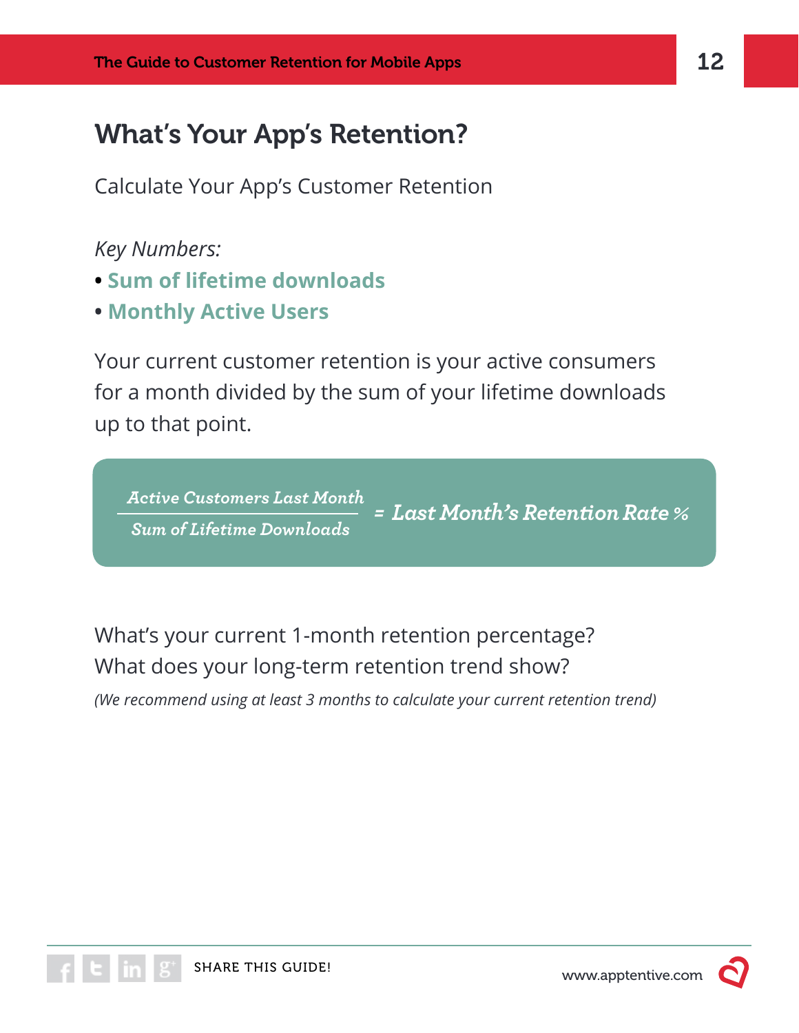## What's Your App's Retention?

Calculate Your App's Customer Retention

*Key Numbers:*

- **Sum of lifetime downloads**
- **Monthly Active Users**

Your current customer retention is your active consumers for a month divided by the sum of your lifetime downloads up to that point.

$$\frac{\textit{Active Customers Last Month}}{\textit{Sum of Lifetime Downloads}} = \textit{Last Month's Retention Rate \%}$$

What's your current 1-month retention percentage?
What does your long-term retention trend show?

*(We recommend using at least 3 months to calculate your current retention trend)*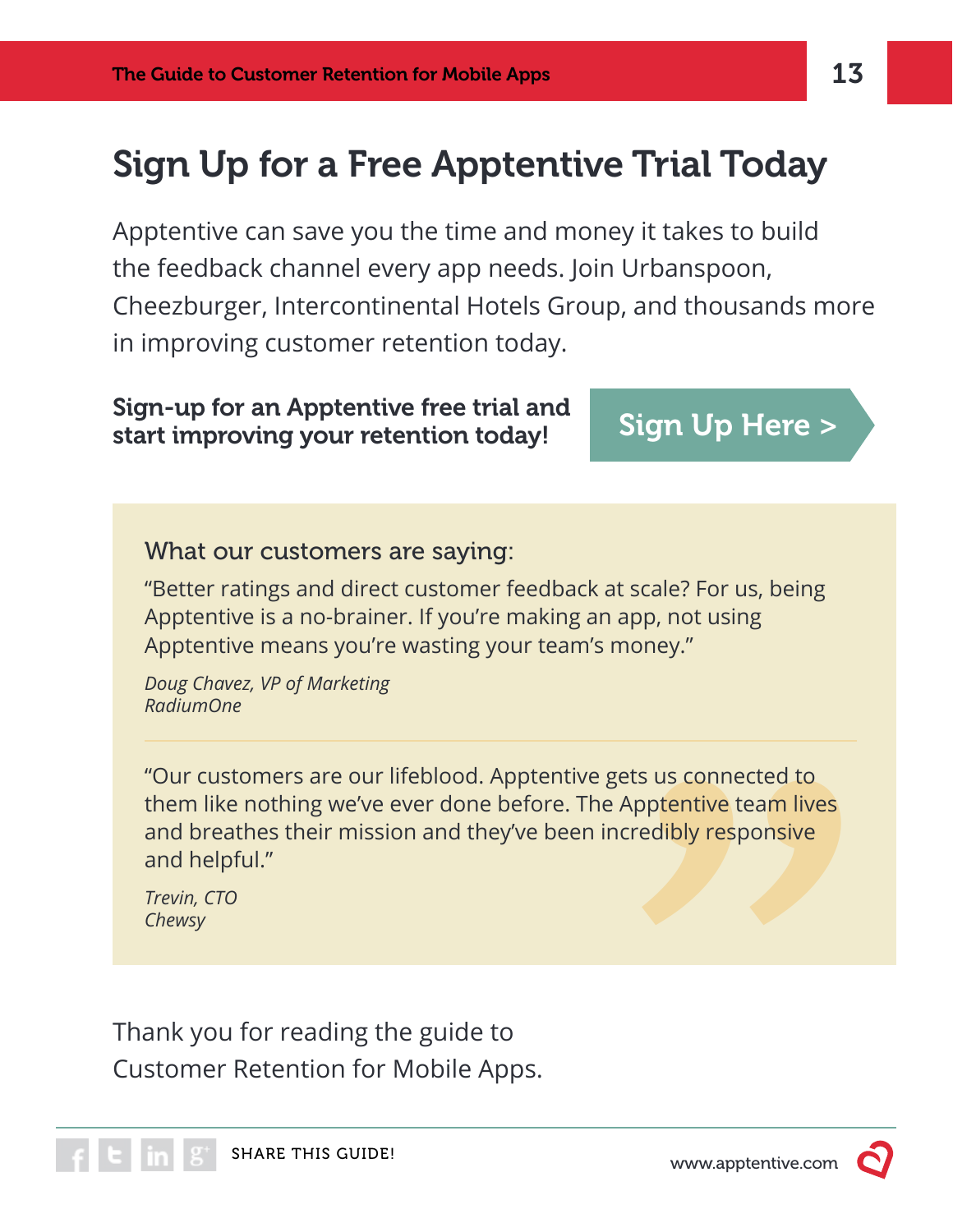# Sign Up for a Free Apptentive Trial Today

Apptentive can save you the time and money it takes to build the feedback channel every app needs. Join Urbanspoon, Cheezburger, Intercontinental Hotels Group, and thousands more in improving customer retention today.

**Sign-up for an Apptentive free trial and start improving your retention today!**

**Sign Up Here >**

### What our customers are saying:

"Better ratings and direct customer feedback at scale? For us, being Apptentive is a no-brainer. If you're making an app, not using Apptentive means you're wasting your team's money."

*Doug Chavez, VP of Marketing*
*RadiumOne*

"Our customers are our lifeblood. Apptentive gets us connected to them like nothing we've ever done before. The Apptentive team lives and breathes their mission and they've been incredibly responsive and helpful."

*Trevin, CTO*
*Chewsy*

Thank you for reading the guide to Customer Retention for Mobile Apps.

SHARE THIS GUIDE!

www.apptentive.com